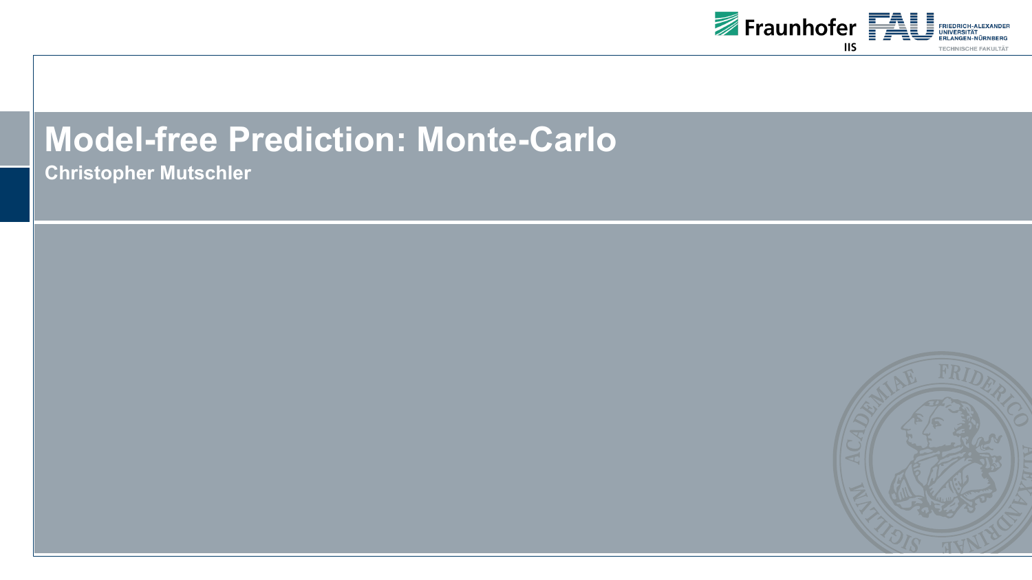# Model-free Prediction: Monte-Carlo

**Christopher Mutschler**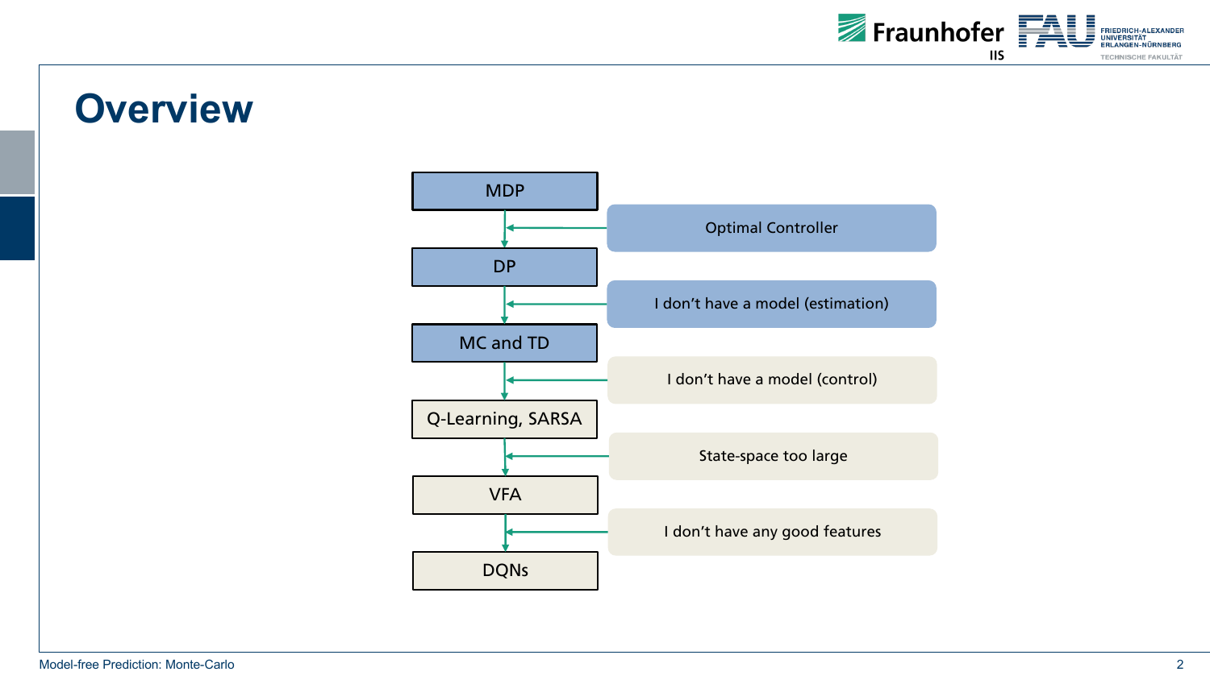# Overview

- MDP
  - ← Optimal Controller
- DP
  - ← I don't have a model (estimation)
- MC and TD
  - ← I don't have a model (control)
- Q-Learning, SARSA
  - ← State-space too large
- VFA
  - ← I don't have any good features
- DQNs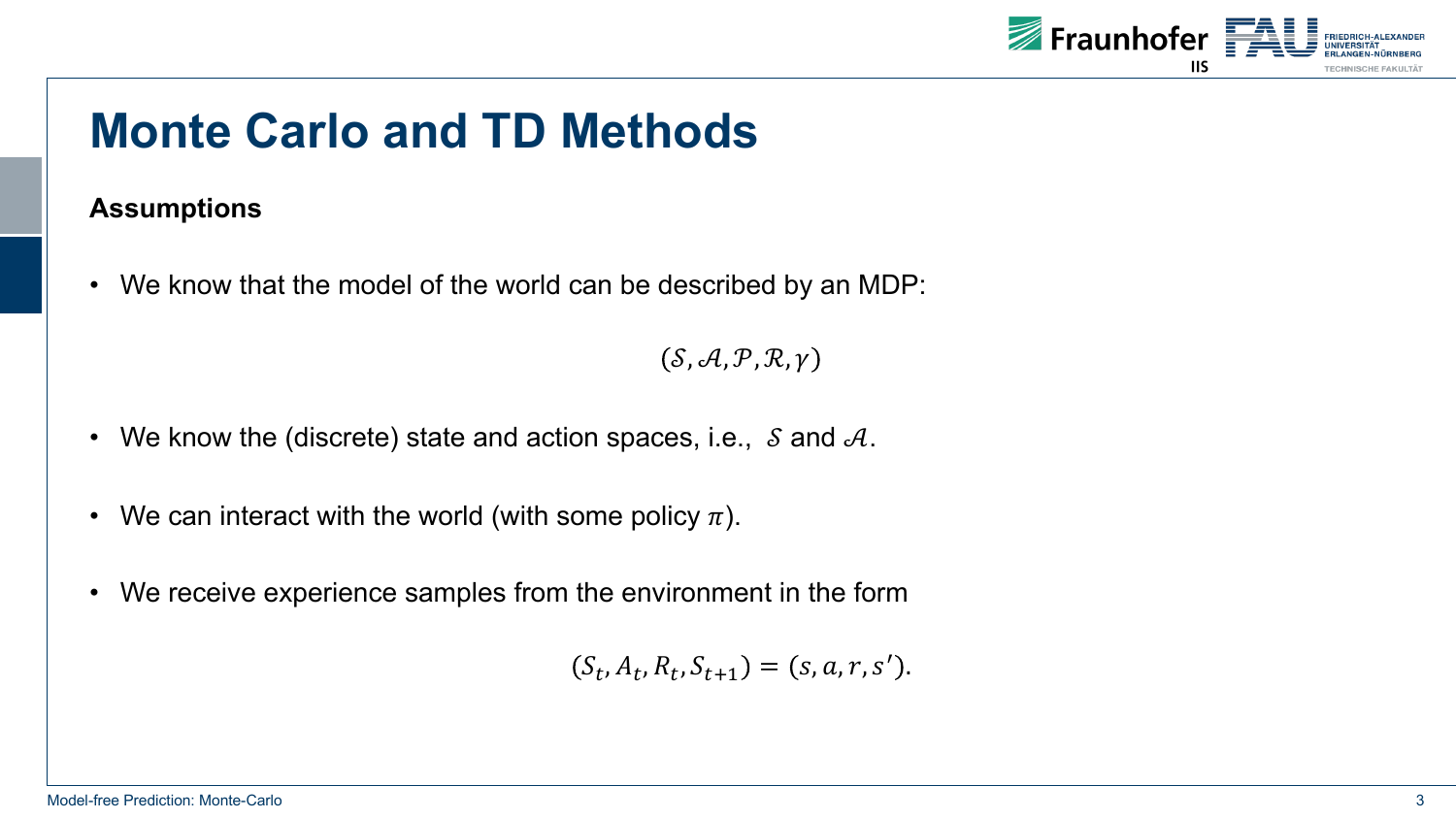# Monte Carlo and TD Methods

**Assumptions**

- We know that the model of the world can be described by an MDP:

$$(\mathcal{S}, \mathcal{A}, \mathcal{P}, \mathcal{R}, \gamma)$$

- We know the (discrete) state and action spaces, i.e., $\mathcal{S}$ and $\mathcal{A}$.

- We can interact with the world (with some policy $\pi$).

- We receive experience samples from the environment in the form

$$(S_t, A_t, R_t, S_{t+1}) = (s, a, r, s').$$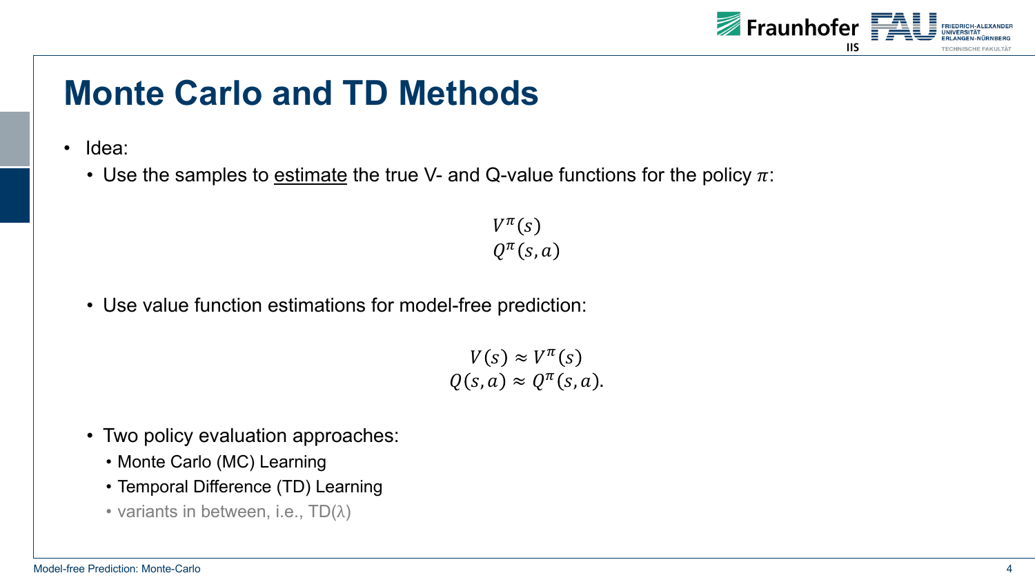# Monte Carlo and TD Methods

- Idea:
  - Use the samples to <u>estimate</u> the true V- and Q-value functions for the policy $\pi$:

$$V^{\pi}(s)$$
$$Q^{\pi}(s,a)$$

  - Use value function estimations for model-free prediction:

$$V(s) \approx V^{\pi}(s)$$
$$Q(s,a) \approx Q^{\pi}(s,a).$$

  - Two policy evaluation approaches:
    - Monte Carlo (MC) Learning
    - Temporal Difference (TD) Learning
    - variants in between, i.e., TD($\lambda$)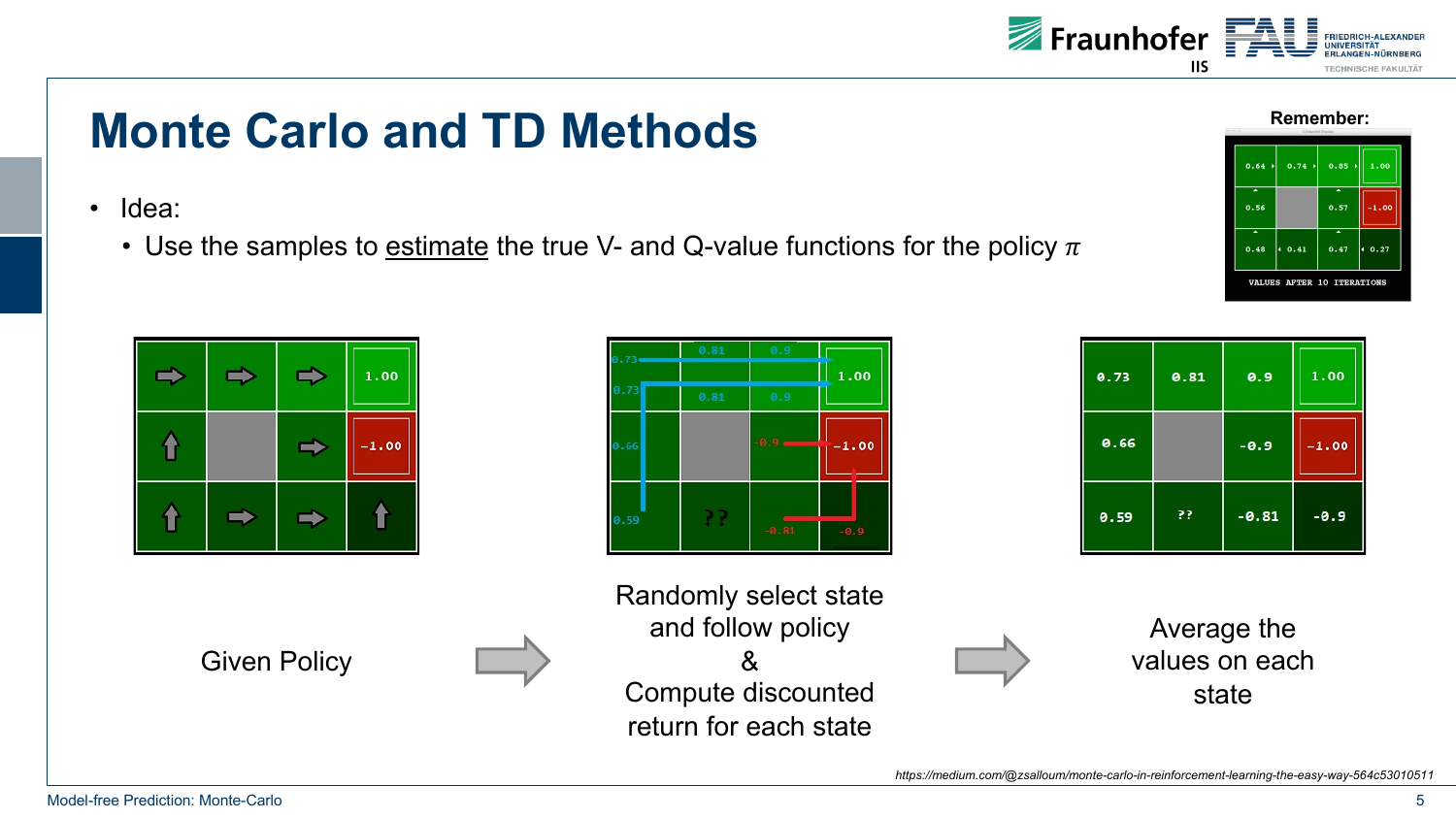# Monte Carlo and TD Methods

- Idea:
  - Use the samples to <u>estimate</u> the true V- and Q-value functions for the policy $\pi$

Remember:

| 0.64 | 0.74 | 0.85 | 1.00 |
|---|---|---|---|
| 0.56 | | 0.57 | -1.00 |
| 0.48 | 0.41 | 0.47 | 0.27 |

VALUES AFTER 10 ITERATIONS

Given Policy

Randomly select state and follow policy & Compute discounted return for each state

| 0.73 | 0.81 | 0.9 | 1.00 |
|---|---|---|---|
| 0.66 | | -0.9 | -1.00 |
| 0.59 | ?? | -0.81 | -0.9 |

Average the values on each state

https://medium.com/@zsalloum/monte-carlo-in-reinforcement-learning-the-easy-way-564c53010511

Model-free Prediction: Monte-Carlo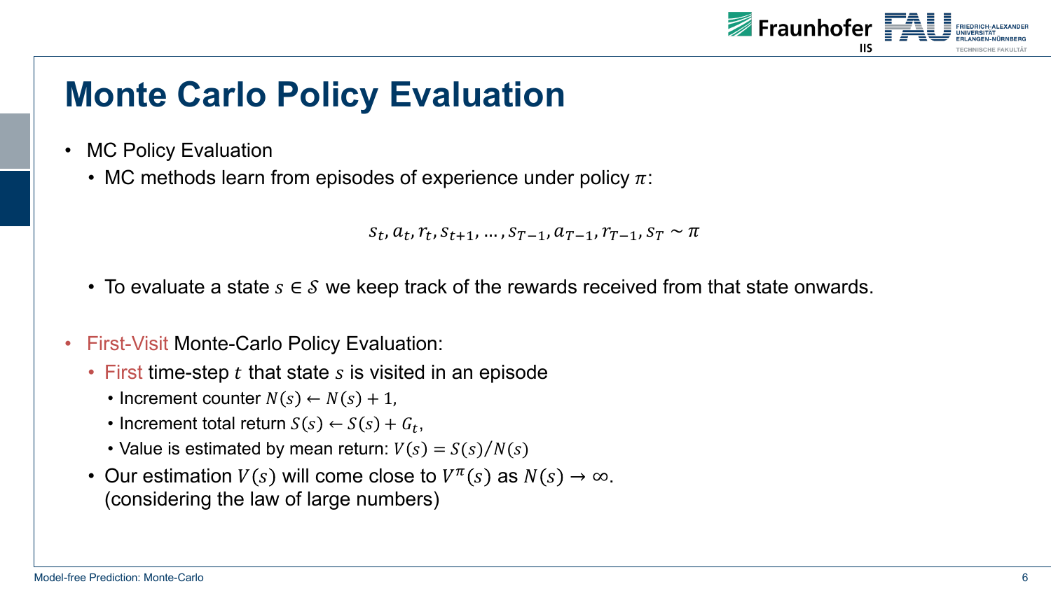# Monte Carlo Policy Evaluation

- MC Policy Evaluation
  - MC methods learn from episodes of experience under policy $\pi$:

$$s_t, a_t, r_t, s_{t+1}, \dots, s_{T-1}, a_{T-1}, r_{T-1}, s_T \sim \pi$$

  - To evaluate a state $s \in \mathcal{S}$ we keep track of the rewards received from that state onwards.

- First-Visit Monte-Carlo Policy Evaluation:
  - First time-step $t$ that state $s$ is visited in an episode
    - Increment counter $N(s) \leftarrow N(s) + 1$,
    - Increment total return $S(s) \leftarrow S(s) + G_t$,
    - Value is estimated by mean return: $V(s) = S(s)/N(s)$
  - Our estimation $V(s)$ will come close to $V^\pi(s)$ as $N(s) \rightarrow \infty$.
    (considering the law of large numbers)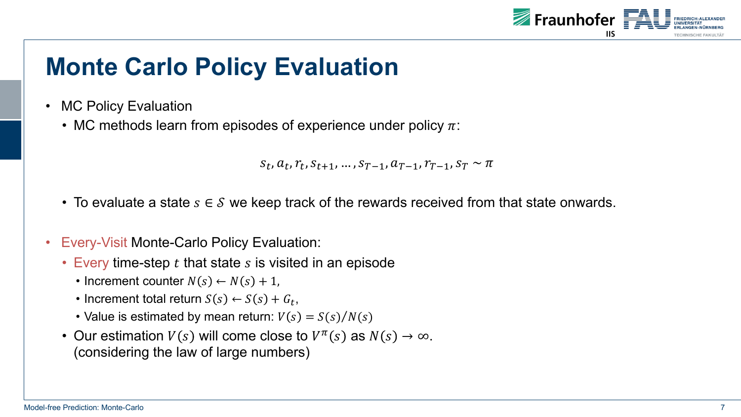# Monte Carlo Policy Evaluation

- MC Policy Evaluation
  - MC methods learn from episodes of experience under policy $\pi$:

$$s_t, a_t, r_t, s_{t+1}, \ldots, s_{T-1}, a_{T-1}, r_{T-1}, s_T \sim \pi$$

  - To evaluate a state $s \in \mathcal{S}$ we keep track of the rewards received from that state onwards.

- Every-Visit Monte-Carlo Policy Evaluation:
  - Every time-step $t$ that state $s$ is visited in an episode
    - Increment counter $N(s) \leftarrow N(s) + 1$,
    - Increment total return $S(s) \leftarrow S(s) + G_t$,
    - Value is estimated by mean return: $V(s) = S(s)/N(s)$
  - Our estimation $V(s)$ will come close to $V^\pi(s)$ as $N(s) \rightarrow \infty$.
    (considering the law of large numbers)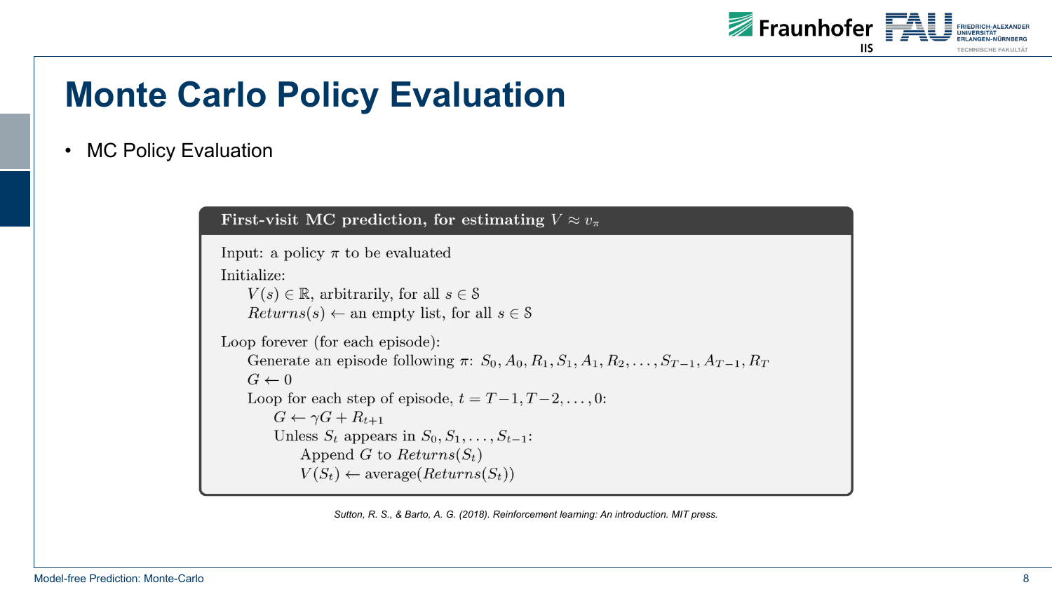# Monte Carlo Policy Evaluation

- MC Policy Evaluation

**First-visit MC prediction, for estimating $V \approx v_\pi$**

```
Input: a policy π to be evaluated
Initialize:
    V(s) ∈ ℝ, arbitrarily, for all s ∈ S
    Returns(s) ← an empty list, for all s ∈ S

Loop forever (for each episode):
    Generate an episode following π: S_0, A_0, R_1, S_1, A_1, R_2, ..., S_{T-1}, A_{T-1}, R_T
    G ← 0
    Loop for each step of episode, t = T-1, T-2, ..., 0:
        G ← γG + R_{t+1}
        Unless S_t appears in S_0, S_1, ..., S_{t-1}:
            Append G to Returns(S_t)
            V(S_t) ← average(Returns(S_t))
```

*Sutton, R. S., & Barto, A. G. (2018). Reinforcement learning: An introduction. MIT press.*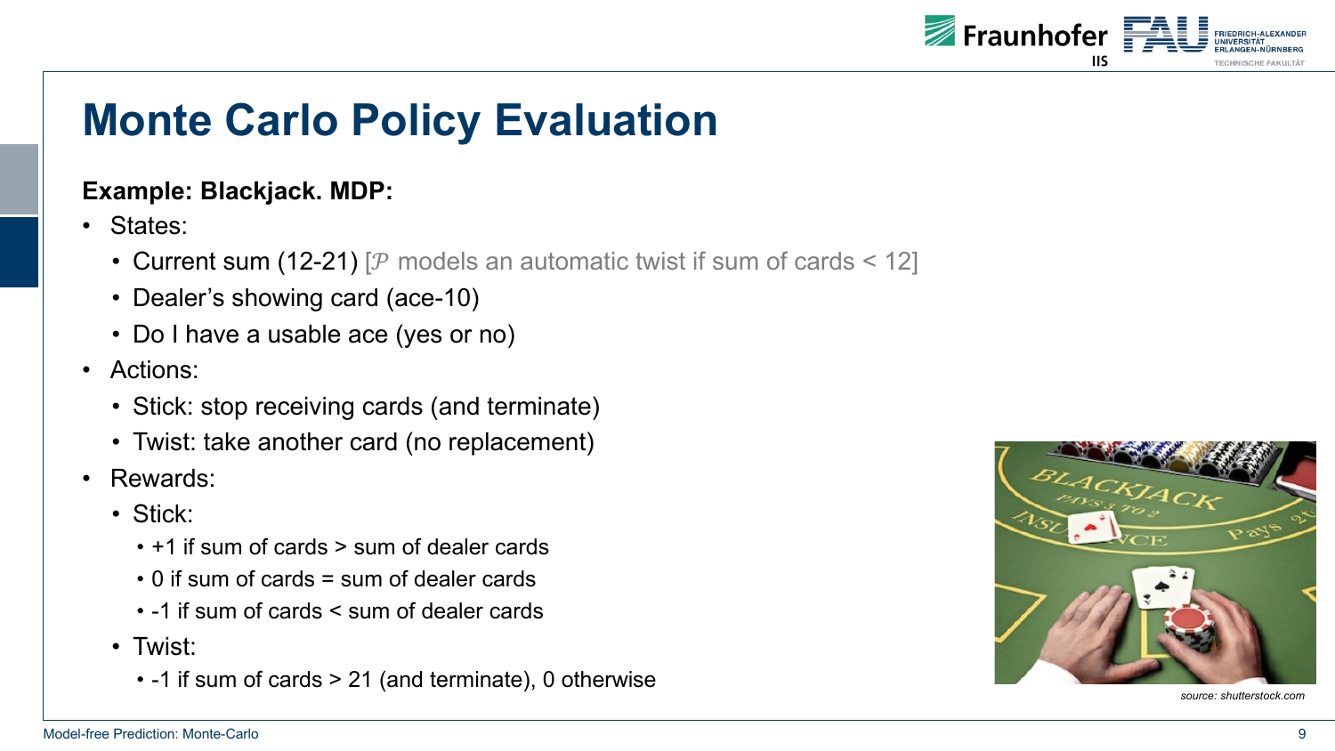# Monte Carlo Policy Evaluation

**Example: Blackjack. MDP:**

- States:
  - Current sum (12-21) [$\mathcal{P}$ models an automatic twist if sum of cards < 12]
  - Dealer's showing card (ace-10)
  - Do I have a usable ace (yes or no)
- Actions:
  - Stick: stop receiving cards (and terminate)
  - Twist: take another card (no replacement)
- Rewards:
  - Stick:
    - +1 if sum of cards > sum of dealer cards
    - 0 if sum of cards = sum of dealer cards
    - -1 if sum of cards < sum of dealer cards
  - Twist:
    - -1 if sum of cards > 21 (and terminate), 0 otherwise

*source: shutterstock.com*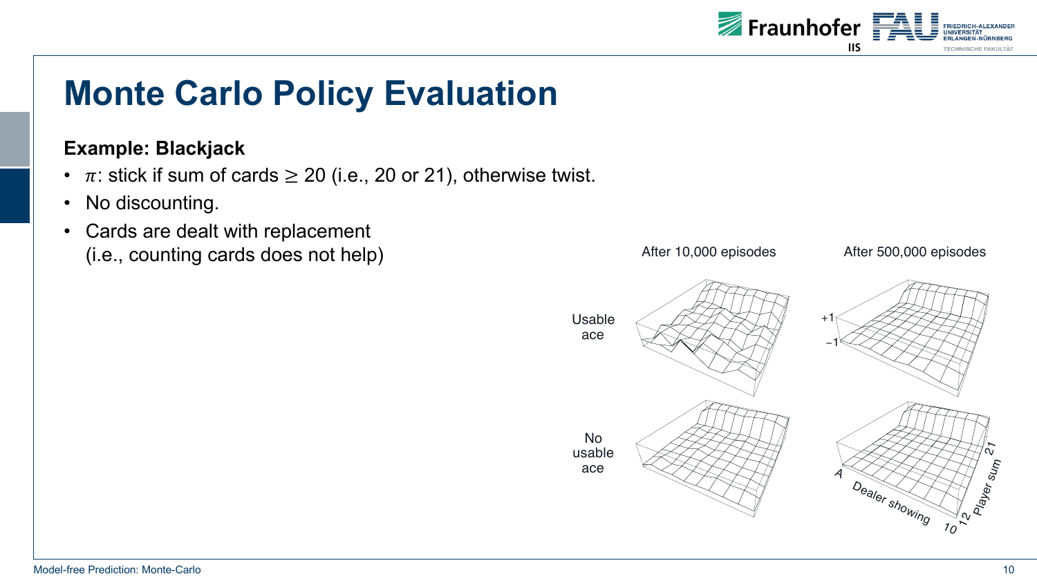# Monte Carlo Policy Evaluation

**Example: Blackjack**

- $\pi$: stick if sum of cards $\geq 20$ (i.e., 20 or 21), otherwise twist.
- No discounting.
- Cards are dealt with replacement (i.e., counting cards does not help)

After 10,000 episodes

After 500,000 episodes

Usable ace

No usable ace

+1

−1

A

Dealer showing

10

12

Player sum

21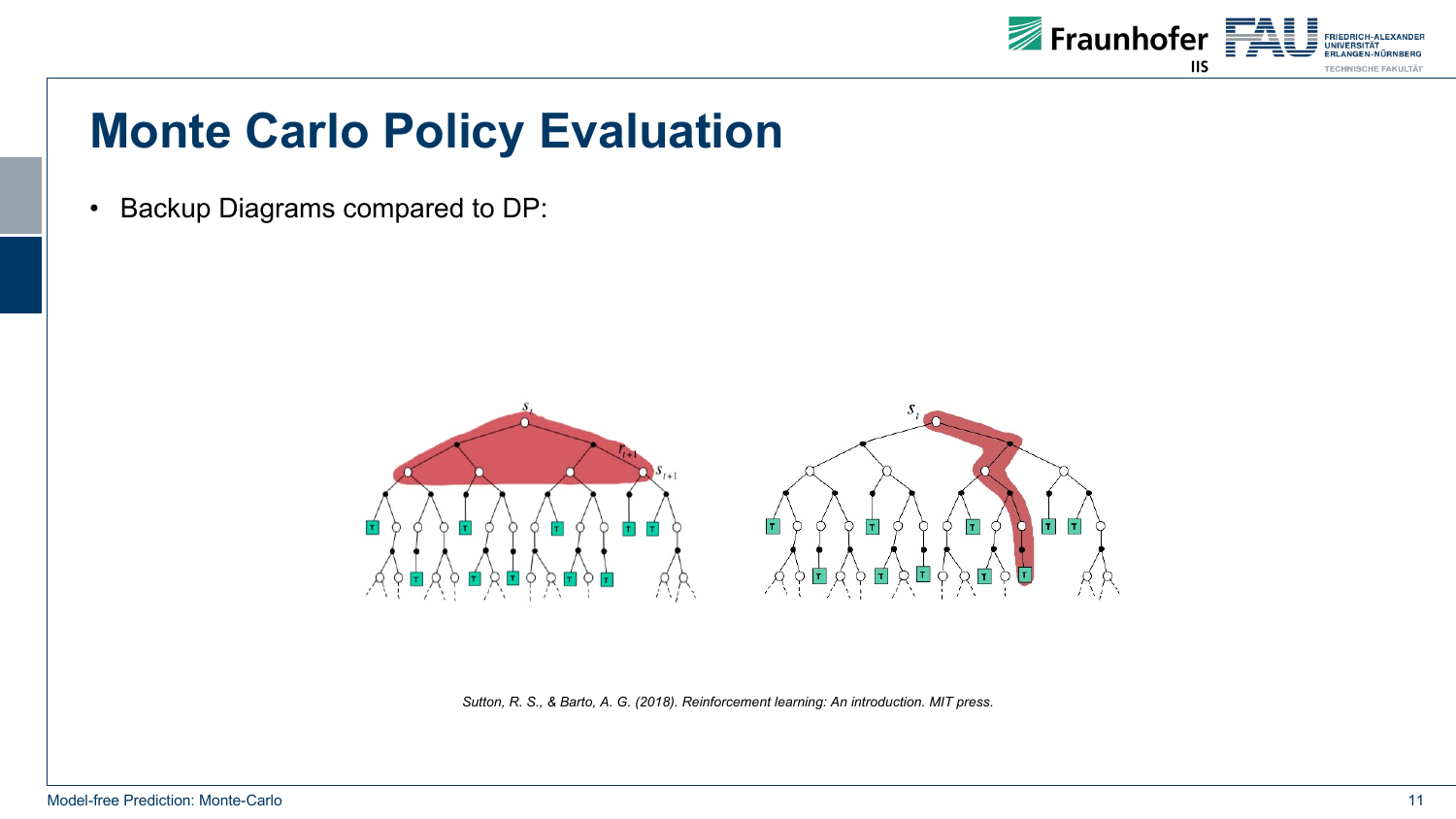# Monte Carlo Policy Evaluation

- Backup Diagrams compared to DP:

*Sutton, R. S., & Barto, A. G. (2018). Reinforcement learning: An introduction. MIT press.*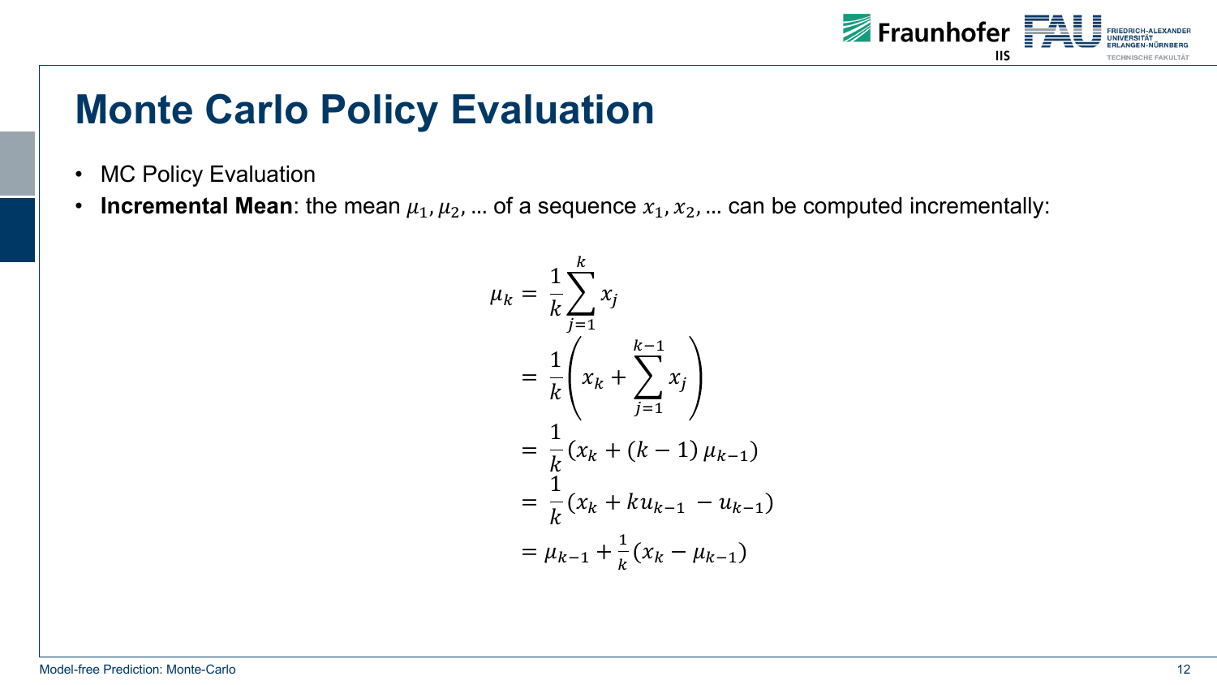# Monte Carlo Policy Evaluation

- MC Policy Evaluation
- **Incremental Mean**: the mean $\mu_1, \mu_2, \dots$ of a sequence $x_1, x_2, \dots$ can be computed incrementally:

$$
\begin{aligned}
\mu_k &= \frac{1}{k} \sum_{j=1}^{k} x_j \\
&= \frac{1}{k} \left( x_k + \sum_{j=1}^{k-1} x_j \right) \\
&= \frac{1}{k} \left( x_k + (k-1)\, \mu_{k-1} \right) \\
&= \frac{1}{k} \left( x_k + k u_{k-1} - u_{k-1} \right) \\
&= \mu_{k-1} + \frac{1}{k} \left( x_k - \mu_{k-1} \right)
\end{aligned}
$$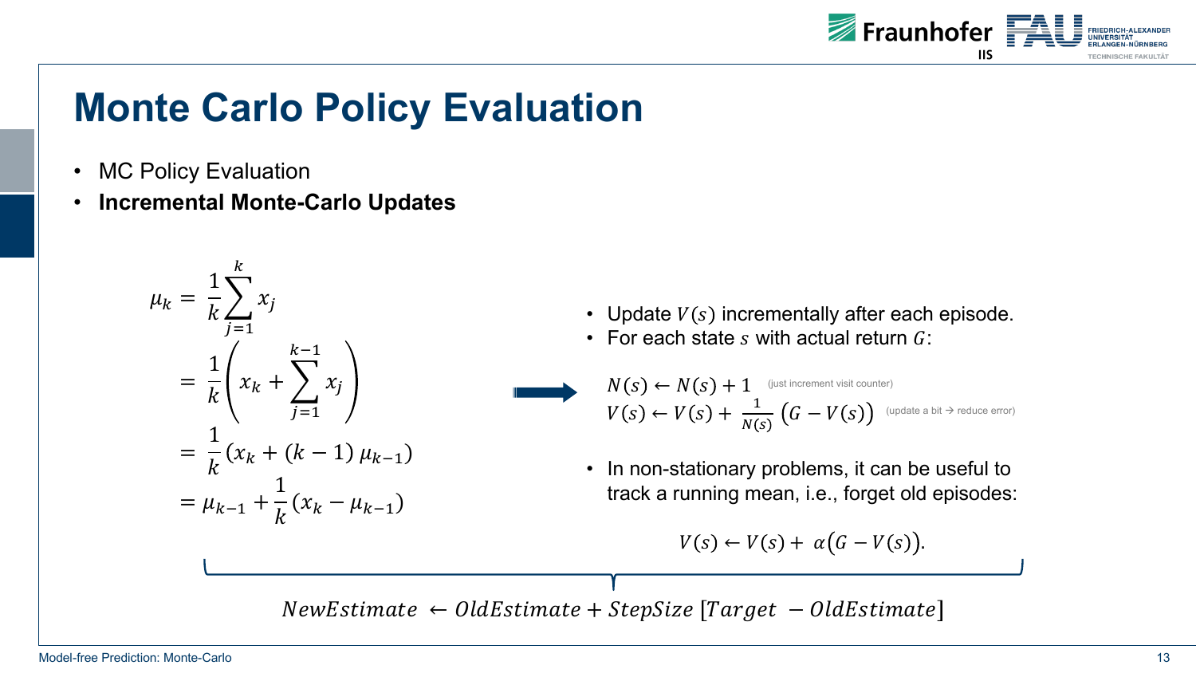# Monte Carlo Policy Evaluation

- MC Policy Evaluation
- **Incremental Monte-Carlo Updates**

$$
\begin{aligned}
\mu_k &= \frac{1}{k}\sum_{j=1}^{k} x_j \\
&= \frac{1}{k}\left(x_k + \sum_{j=1}^{k-1} x_j\right) \\
&= \frac{1}{k}\left(x_k + (k-1)\,\mu_{k-1}\right) \\
&= \mu_{k-1} + \frac{1}{k}\left(x_k - \mu_{k-1}\right)
\end{aligned}
$$

- Update $V(s)$ incrementally after each episode.
- For each state $s$ with actual return $G$:

$$N(s) \leftarrow N(s) + 1$$ (just increment visit counter)

$$V(s) \leftarrow V(s) + \frac{1}{N(s)}\left(G - V(s)\right)$$ (update a bit → reduce error)

- In non-stationary problems, it can be useful to track a running mean, i.e., forget old episodes:

$$V(s) \leftarrow V(s) + \alpha\left(G - V(s)\right).$$

$$NewEstimate \leftarrow OldEstimate + StepSize\,[Target - OldEstimate]$$